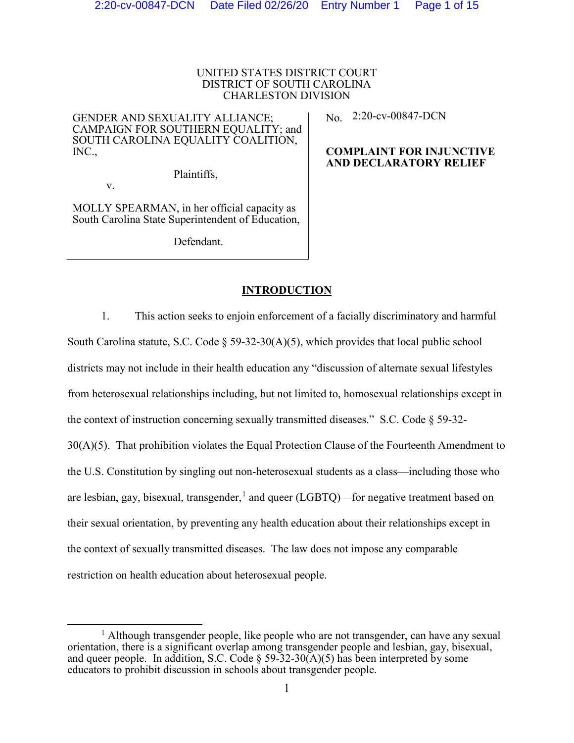UNITED STATES DISTRICT COURT
DISTRICT OF SOUTH CAROLINA
CHARLESTON DIVISION

GENDER AND SEXUALITY ALLIANCE; CAMPAIGN FOR SOUTHERN EQUALITY; and SOUTH CAROLINA EQUALITY COALITION, INC.,

Plaintiffs,

v.

MOLLY SPEARMAN, in her official capacity as South Carolina State Superintendent of Education,

Defendant.

No. 2:20-cv-00847-DCN

**COMPLAINT FOR INJUNCTIVE AND DECLARATORY RELIEF**

## INTRODUCTION

1. This action seeks to enjoin enforcement of a facially discriminatory and harmful South Carolina statute, S.C. Code § 59-32-30(A)(5), which provides that local public school districts may not include in their health education any "discussion of alternate sexual lifestyles from heterosexual relationships including, but not limited to, homosexual relationships except in the context of instruction concerning sexually transmitted diseases." S.C. Code § 59-32-30(A)(5). That prohibition violates the Equal Protection Clause of the Fourteenth Amendment to the U.S. Constitution by singling out non-heterosexual students as a class—including those who are lesbian, gay, bisexual, transgender,[1] and queer (LGBTQ)—for negative treatment based on their sexual orientation, by preventing any health education about their relationships except in the context of sexually transmitted diseases. The law does not impose any comparable restriction on health education about heterosexual people.

[1] Although transgender people, like people who are not transgender, can have any sexual orientation, there is a significant overlap among transgender people and lesbian, gay, bisexual, and queer people. In addition, S.C. Code § 59-32-30(A)(5) has been interpreted by some educators to prohibit discussion in schools about transgender people.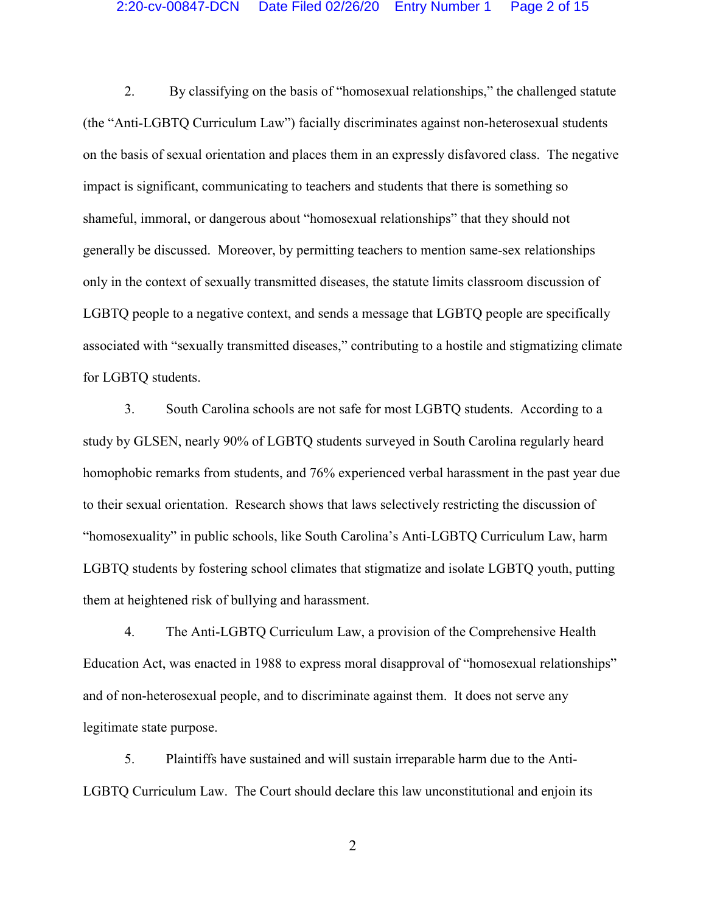2. By classifying on the basis of "homosexual relationships," the challenged statute (the "Anti-LGBTQ Curriculum Law") facially discriminates against non-heterosexual students on the basis of sexual orientation and places them in an expressly disfavored class. The negative impact is significant, communicating to teachers and students that there is something so shameful, immoral, or dangerous about "homosexual relationships" that they should not generally be discussed. Moreover, by permitting teachers to mention same-sex relationships only in the context of sexually transmitted diseases, the statute limits classroom discussion of LGBTQ people to a negative context, and sends a message that LGBTQ people are specifically associated with "sexually transmitted diseases," contributing to a hostile and stigmatizing climate for LGBTQ students.

3. South Carolina schools are not safe for most LGBTQ students. According to a study by GLSEN, nearly 90% of LGBTQ students surveyed in South Carolina regularly heard homophobic remarks from students, and 76% experienced verbal harassment in the past year due to their sexual orientation. Research shows that laws selectively restricting the discussion of "homosexuality" in public schools, like South Carolina's Anti-LGBTQ Curriculum Law, harm LGBTQ students by fostering school climates that stigmatize and isolate LGBTQ youth, putting them at heightened risk of bullying and harassment.

4. The Anti-LGBTQ Curriculum Law, a provision of the Comprehensive Health Education Act, was enacted in 1988 to express moral disapproval of "homosexual relationships" and of non-heterosexual people, and to discriminate against them. It does not serve any legitimate state purpose.

5. Plaintiffs have sustained and will sustain irreparable harm due to the Anti-LGBTQ Curriculum Law. The Court should declare this law unconstitutional and enjoin its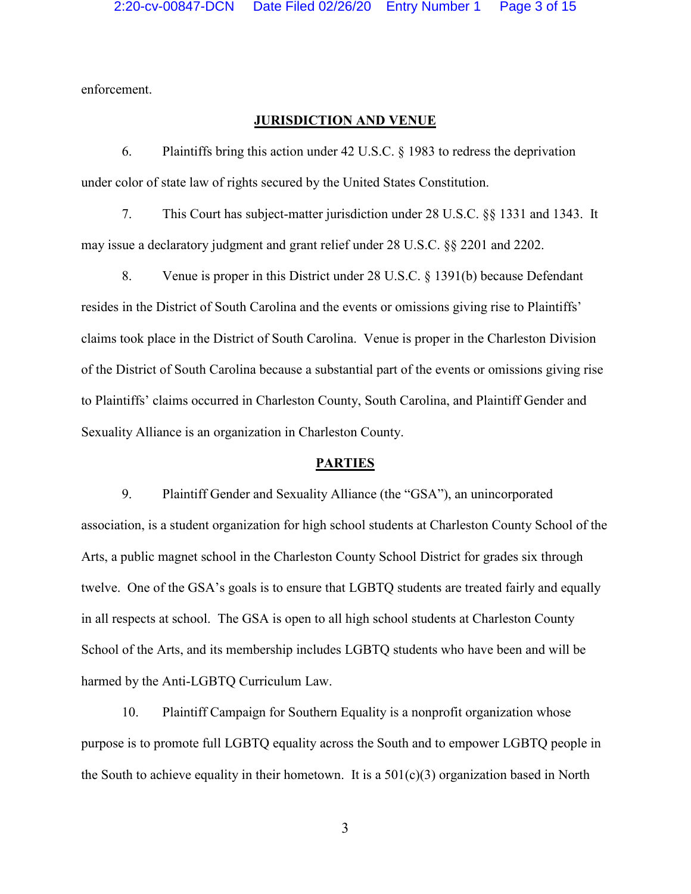enforcement.

## JURISDICTION AND VENUE

6. Plaintiffs bring this action under 42 U.S.C. § 1983 to redress the deprivation under color of state law of rights secured by the United States Constitution.

7. This Court has subject-matter jurisdiction under 28 U.S.C. §§ 1331 and 1343. It may issue a declaratory judgment and grant relief under 28 U.S.C. §§ 2201 and 2202.

8. Venue is proper in this District under 28 U.S.C. § 1391(b) because Defendant resides in the District of South Carolina and the events or omissions giving rise to Plaintiffs' claims took place in the District of South Carolina. Venue is proper in the Charleston Division of the District of South Carolina because a substantial part of the events or omissions giving rise to Plaintiffs' claims occurred in Charleston County, South Carolina, and Plaintiff Gender and Sexuality Alliance is an organization in Charleston County.

## PARTIES

9. Plaintiff Gender and Sexuality Alliance (the "GSA"), an unincorporated association, is a student organization for high school students at Charleston County School of the Arts, a public magnet school in the Charleston County School District for grades six through twelve. One of the GSA's goals is to ensure that LGBTQ students are treated fairly and equally in all respects at school. The GSA is open to all high school students at Charleston County School of the Arts, and its membership includes LGBTQ students who have been and will be harmed by the Anti-LGBTQ Curriculum Law.

10. Plaintiff Campaign for Southern Equality is a nonprofit organization whose purpose is to promote full LGBTQ equality across the South and to empower LGBTQ people in the South to achieve equality in their hometown. It is a 501(c)(3) organization based in North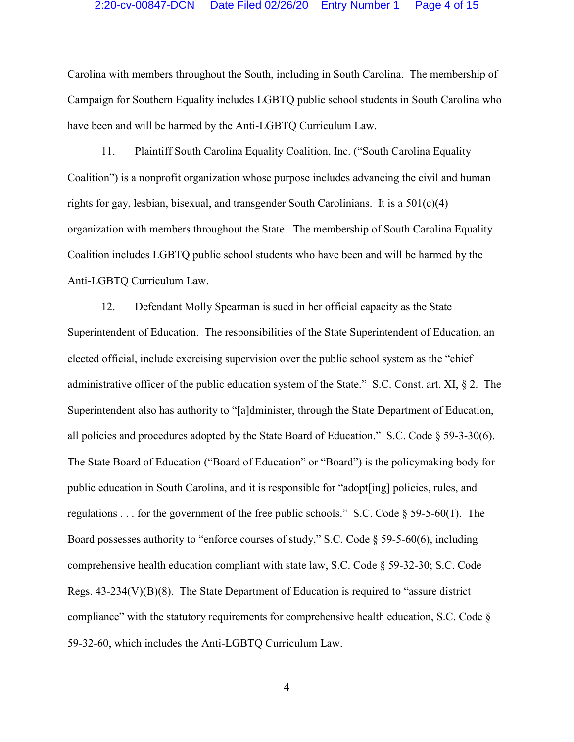Carolina with members throughout the South, including in South Carolina. The membership of Campaign for Southern Equality includes LGBTQ public school students in South Carolina who have been and will be harmed by the Anti-LGBTQ Curriculum Law.

11. Plaintiff South Carolina Equality Coalition, Inc. ("South Carolina Equality Coalition") is a nonprofit organization whose purpose includes advancing the civil and human rights for gay, lesbian, bisexual, and transgender South Carolinians. It is a 501(c)(4) organization with members throughout the State. The membership of South Carolina Equality Coalition includes LGBTQ public school students who have been and will be harmed by the Anti-LGBTQ Curriculum Law.

12. Defendant Molly Spearman is sued in her official capacity as the State Superintendent of Education. The responsibilities of the State Superintendent of Education, an elected official, include exercising supervision over the public school system as the "chief administrative officer of the public education system of the State." S.C. Const. art. XI, § 2. The Superintendent also has authority to "[a]dminister, through the State Department of Education, all policies and procedures adopted by the State Board of Education." S.C. Code § 59-3-30(6). The State Board of Education ("Board of Education" or "Board") is the policymaking body for public education in South Carolina, and it is responsible for "adopt[ing] policies, rules, and regulations . . . for the government of the free public schools." S.C. Code § 59-5-60(1). The Board possesses authority to "enforce courses of study," S.C. Code § 59-5-60(6), including comprehensive health education compliant with state law, S.C. Code § 59-32-30; S.C. Code Regs. 43-234(V)(B)(8). The State Department of Education is required to "assure district compliance" with the statutory requirements for comprehensive health education, S.C. Code § 59-32-60, which includes the Anti-LGBTQ Curriculum Law.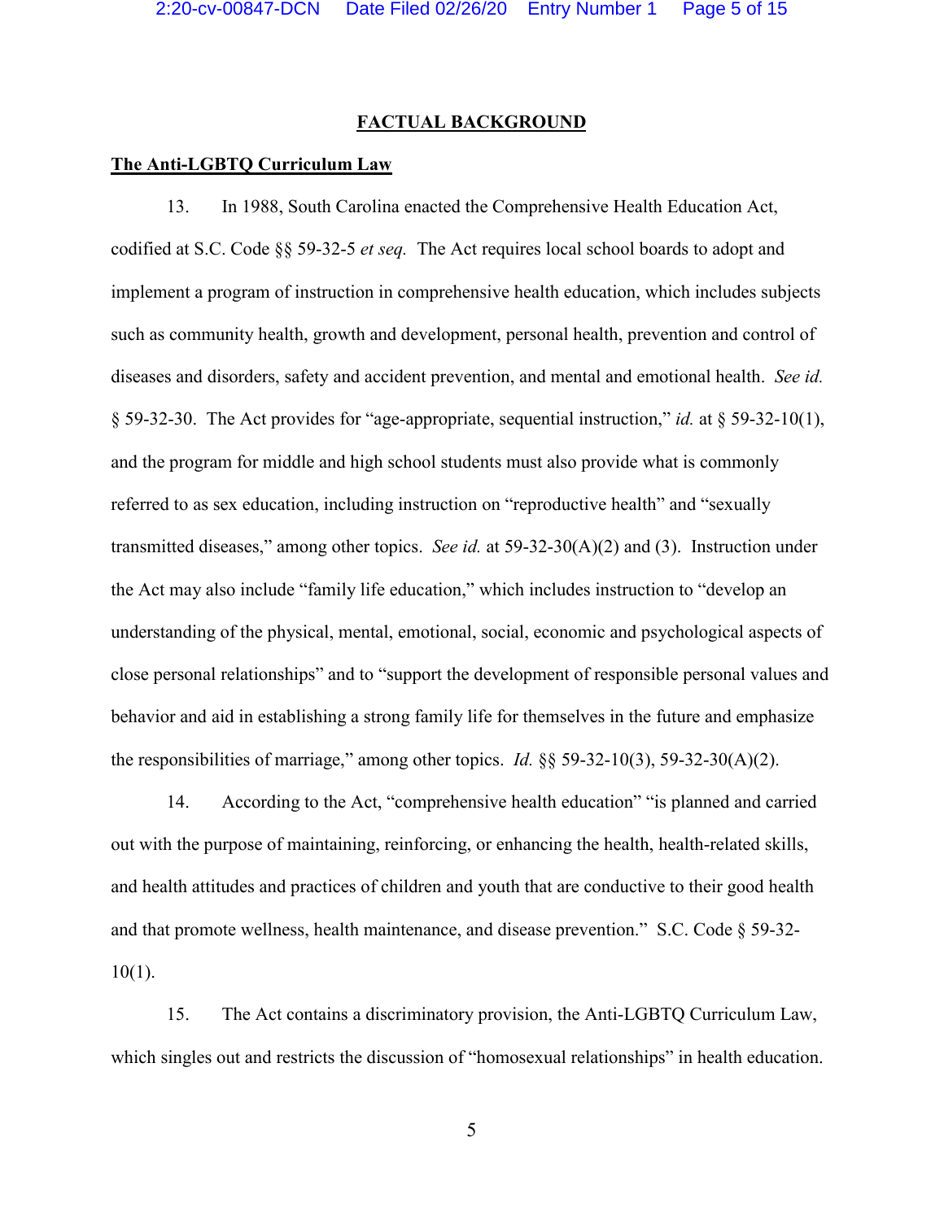## FACTUAL BACKGROUND

### The Anti-LGBTQ Curriculum Law

13. In 1988, South Carolina enacted the Comprehensive Health Education Act, codified at S.C. Code §§ 59-32-5 *et seq.* The Act requires local school boards to adopt and implement a program of instruction in comprehensive health education, which includes subjects such as community health, growth and development, personal health, prevention and control of diseases and disorders, safety and accident prevention, and mental and emotional health. *See id.* § 59-32-30. The Act provides for "age-appropriate, sequential instruction," *id.* at § 59-32-10(1), and the program for middle and high school students must also provide what is commonly referred to as sex education, including instruction on "reproductive health" and "sexually transmitted diseases," among other topics. *See id.* at 59-32-30(A)(2) and (3). Instruction under the Act may also include "family life education," which includes instruction to "develop an understanding of the physical, mental, emotional, social, economic and psychological aspects of close personal relationships" and to "support the development of responsible personal values and behavior and aid in establishing a strong family life for themselves in the future and emphasize the responsibilities of marriage," among other topics. *Id.* §§ 59-32-10(3), 59-32-30(A)(2).

14. According to the Act, "comprehensive health education" "is planned and carried out with the purpose of maintaining, reinforcing, or enhancing the health, health-related skills, and health attitudes and practices of children and youth that are conductive to their good health and that promote wellness, health maintenance, and disease prevention." S.C. Code § 59-32-10(1).

15. The Act contains a discriminatory provision, the Anti-LGBTQ Curriculum Law, which singles out and restricts the discussion of "homosexual relationships" in health education.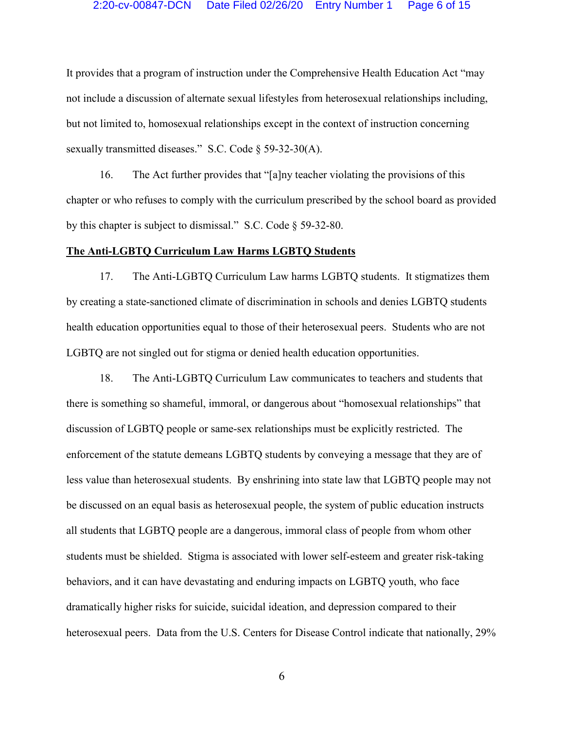It provides that a program of instruction under the Comprehensive Health Education Act "may not include a discussion of alternate sexual lifestyles from heterosexual relationships including, but not limited to, homosexual relationships except in the context of instruction concerning sexually transmitted diseases." S.C. Code § 59-32-30(A).

16. The Act further provides that "[a]ny teacher violating the provisions of this chapter or who refuses to comply with the curriculum prescribed by the school board as provided by this chapter is subject to dismissal." S.C. Code § 59-32-80.

**The Anti-LGBTQ Curriculum Law Harms LGBTQ Students**

17. The Anti-LGBTQ Curriculum Law harms LGBTQ students. It stigmatizes them by creating a state-sanctioned climate of discrimination in schools and denies LGBTQ students health education opportunities equal to those of their heterosexual peers. Students who are not LGBTQ are not singled out for stigma or denied health education opportunities.

18. The Anti-LGBTQ Curriculum Law communicates to teachers and students that there is something so shameful, immoral, or dangerous about "homosexual relationships" that discussion of LGBTQ people or same-sex relationships must be explicitly restricted. The enforcement of the statute demeans LGBTQ students by conveying a message that they are of less value than heterosexual students. By enshrining into state law that LGBTQ people may not be discussed on an equal basis as heterosexual people, the system of public education instructs all students that LGBTQ people are a dangerous, immoral class of people from whom other students must be shielded. Stigma is associated with lower self-esteem and greater risk-taking behaviors, and it can have devastating and enduring impacts on LGBTQ youth, who face dramatically higher risks for suicide, suicidal ideation, and depression compared to their heterosexual peers. Data from the U.S. Centers for Disease Control indicate that nationally, 29%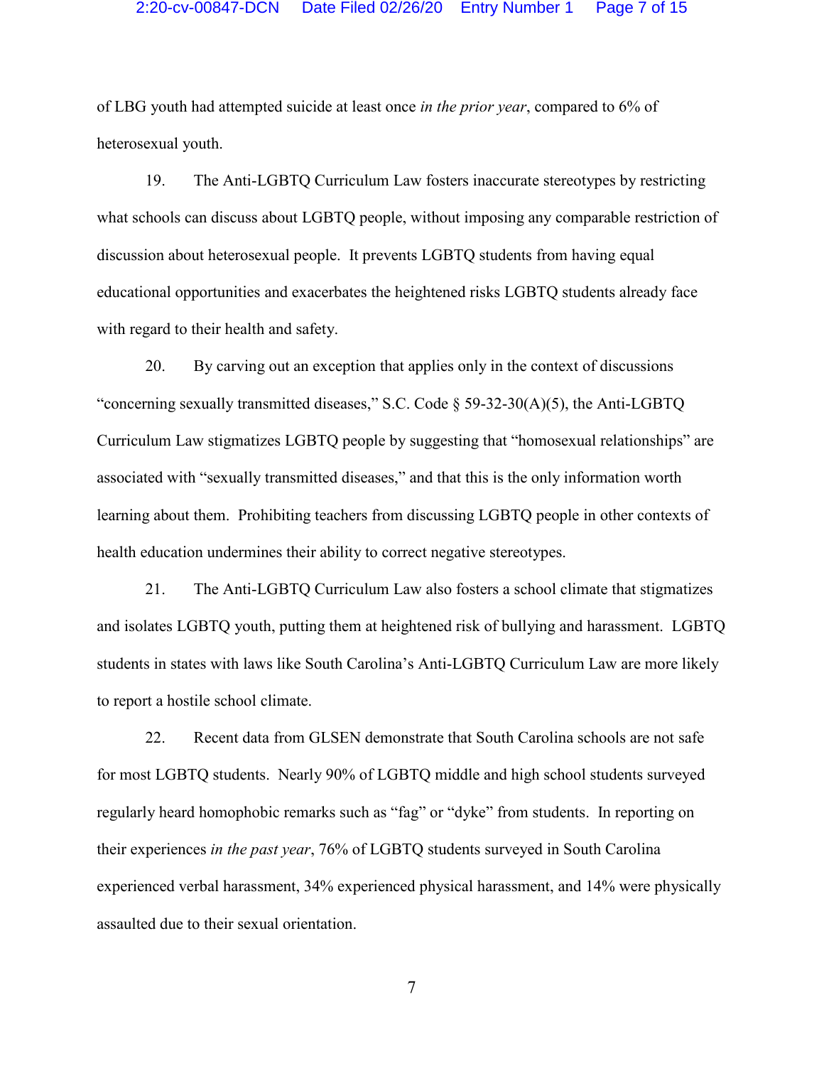of LBG youth had attempted suicide at least once *in the prior year*, compared to 6% of heterosexual youth.

19. The Anti-LGBTQ Curriculum Law fosters inaccurate stereotypes by restricting what schools can discuss about LGBTQ people, without imposing any comparable restriction of discussion about heterosexual people. It prevents LGBTQ students from having equal educational opportunities and exacerbates the heightened risks LGBTQ students already face with regard to their health and safety.

20. By carving out an exception that applies only in the context of discussions "concerning sexually transmitted diseases," S.C. Code § 59-32-30(A)(5), the Anti-LGBTQ Curriculum Law stigmatizes LGBTQ people by suggesting that "homosexual relationships" are associated with "sexually transmitted diseases," and that this is the only information worth learning about them. Prohibiting teachers from discussing LGBTQ people in other contexts of health education undermines their ability to correct negative stereotypes.

21. The Anti-LGBTQ Curriculum Law also fosters a school climate that stigmatizes and isolates LGBTQ youth, putting them at heightened risk of bullying and harassment. LGBTQ students in states with laws like South Carolina's Anti-LGBTQ Curriculum Law are more likely to report a hostile school climate.

22. Recent data from GLSEN demonstrate that South Carolina schools are not safe for most LGBTQ students. Nearly 90% of LGBTQ middle and high school students surveyed regularly heard homophobic remarks such as "fag" or "dyke" from students. In reporting on their experiences *in the past year*, 76% of LGBTQ students surveyed in South Carolina experienced verbal harassment, 34% experienced physical harassment, and 14% were physically assaulted due to their sexual orientation.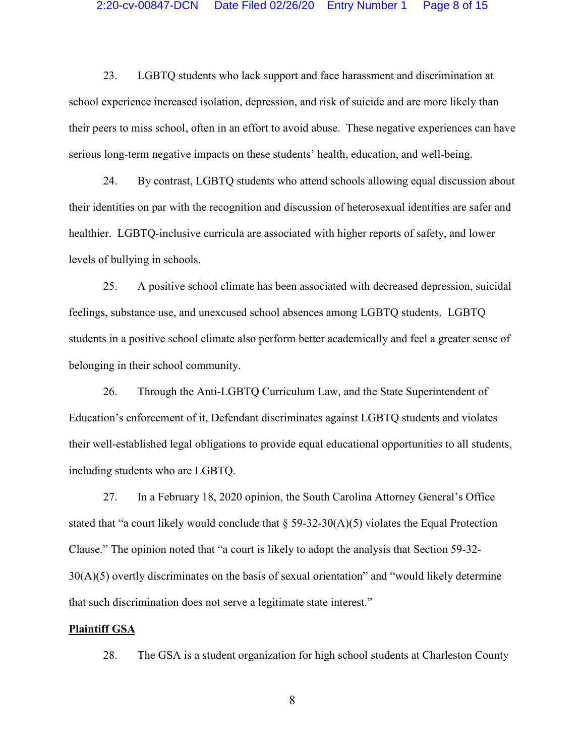23. LGBTQ students who lack support and face harassment and discrimination at school experience increased isolation, depression, and risk of suicide and are more likely than their peers to miss school, often in an effort to avoid abuse. These negative experiences can have serious long-term negative impacts on these students' health, education, and well-being.

24. By contrast, LGBTQ students who attend schools allowing equal discussion about their identities on par with the recognition and discussion of heterosexual identities are safer and healthier. LGBTQ-inclusive curricula are associated with higher reports of safety, and lower levels of bullying in schools.

25. A positive school climate has been associated with decreased depression, suicidal feelings, substance use, and unexcused school absences among LGBTQ students. LGBTQ students in a positive school climate also perform better academically and feel a greater sense of belonging in their school community.

26. Through the Anti-LGBTQ Curriculum Law, and the State Superintendent of Education's enforcement of it, Defendant discriminates against LGBTQ students and violates their well-established legal obligations to provide equal educational opportunities to all students, including students who are LGBTQ.

27. In a February 18, 2020 opinion, the South Carolina Attorney General's Office stated that "a court likely would conclude that § 59-32-30(A)(5) violates the Equal Protection Clause." The opinion noted that "a court is likely to adopt the analysis that Section 59-32-30(A)(5) overtly discriminates on the basis of sexual orientation" and "would likely determine that such discrimination does not serve a legitimate state interest."

**Plaintiff GSA**

28. The GSA is a student organization for high school students at Charleston County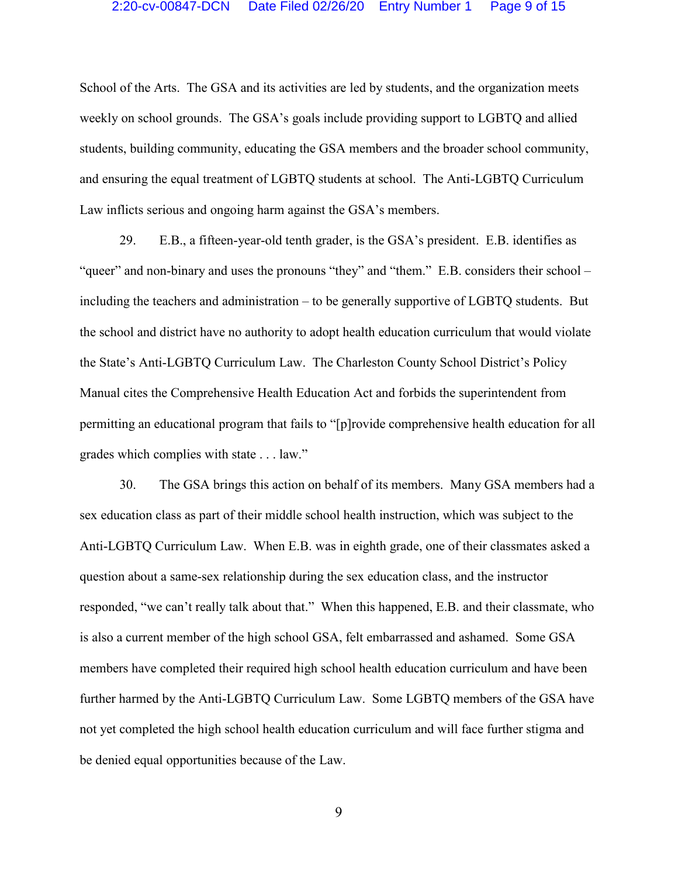School of the Arts. The GSA and its activities are led by students, and the organization meets weekly on school grounds. The GSA's goals include providing support to LGBTQ and allied students, building community, educating the GSA members and the broader school community, and ensuring the equal treatment of LGBTQ students at school. The Anti-LGBTQ Curriculum Law inflicts serious and ongoing harm against the GSA's members.

29. E.B., a fifteen-year-old tenth grader, is the GSA's president. E.B. identifies as "queer" and non-binary and uses the pronouns "they" and "them." E.B. considers their school – including the teachers and administration – to be generally supportive of LGBTQ students. But the school and district have no authority to adopt health education curriculum that would violate the State's Anti-LGBTQ Curriculum Law. The Charleston County School District's Policy Manual cites the Comprehensive Health Education Act and forbids the superintendent from permitting an educational program that fails to "[p]rovide comprehensive health education for all grades which complies with state . . . law."

30. The GSA brings this action on behalf of its members. Many GSA members had a sex education class as part of their middle school health instruction, which was subject to the Anti-LGBTQ Curriculum Law. When E.B. was in eighth grade, one of their classmates asked a question about a same-sex relationship during the sex education class, and the instructor responded, "we can't really talk about that." When this happened, E.B. and their classmate, who is also a current member of the high school GSA, felt embarrassed and ashamed. Some GSA members have completed their required high school health education curriculum and have been further harmed by the Anti-LGBTQ Curriculum Law. Some LGBTQ members of the GSA have not yet completed the high school health education curriculum and will face further stigma and be denied equal opportunities because of the Law.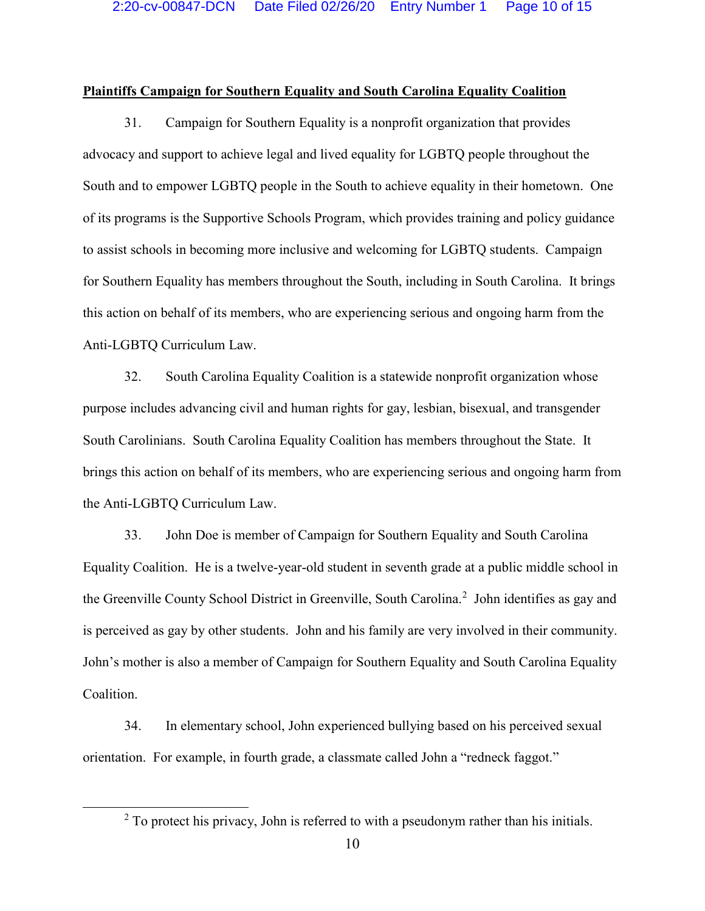**Plaintiffs Campaign for Southern Equality and South Carolina Equality Coalition**

31. Campaign for Southern Equality is a nonprofit organization that provides advocacy and support to achieve legal and lived equality for LGBTQ people throughout the South and to empower LGBTQ people in the South to achieve equality in their hometown. One of its programs is the Supportive Schools Program, which provides training and policy guidance to assist schools in becoming more inclusive and welcoming for LGBTQ students. Campaign for Southern Equality has members throughout the South, including in South Carolina. It brings this action on behalf of its members, who are experiencing serious and ongoing harm from the Anti-LGBTQ Curriculum Law.

32. South Carolina Equality Coalition is a statewide nonprofit organization whose purpose includes advancing civil and human rights for gay, lesbian, bisexual, and transgender South Carolinians. South Carolina Equality Coalition has members throughout the State. It brings this action on behalf of its members, who are experiencing serious and ongoing harm from the Anti-LGBTQ Curriculum Law.

33. John Doe is member of Campaign for Southern Equality and South Carolina Equality Coalition. He is a twelve-year-old student in seventh grade at a public middle school in the Greenville County School District in Greenville, South Carolina.[2] John identifies as gay and is perceived as gay by other students. John and his family are very involved in their community. John's mother is also a member of Campaign for Southern Equality and South Carolina Equality Coalition.

34. In elementary school, John experienced bullying based on his perceived sexual orientation. For example, in fourth grade, a classmate called John a "redneck faggot."

---

[2] To protect his privacy, John is referred to with a pseudonym rather than his initials.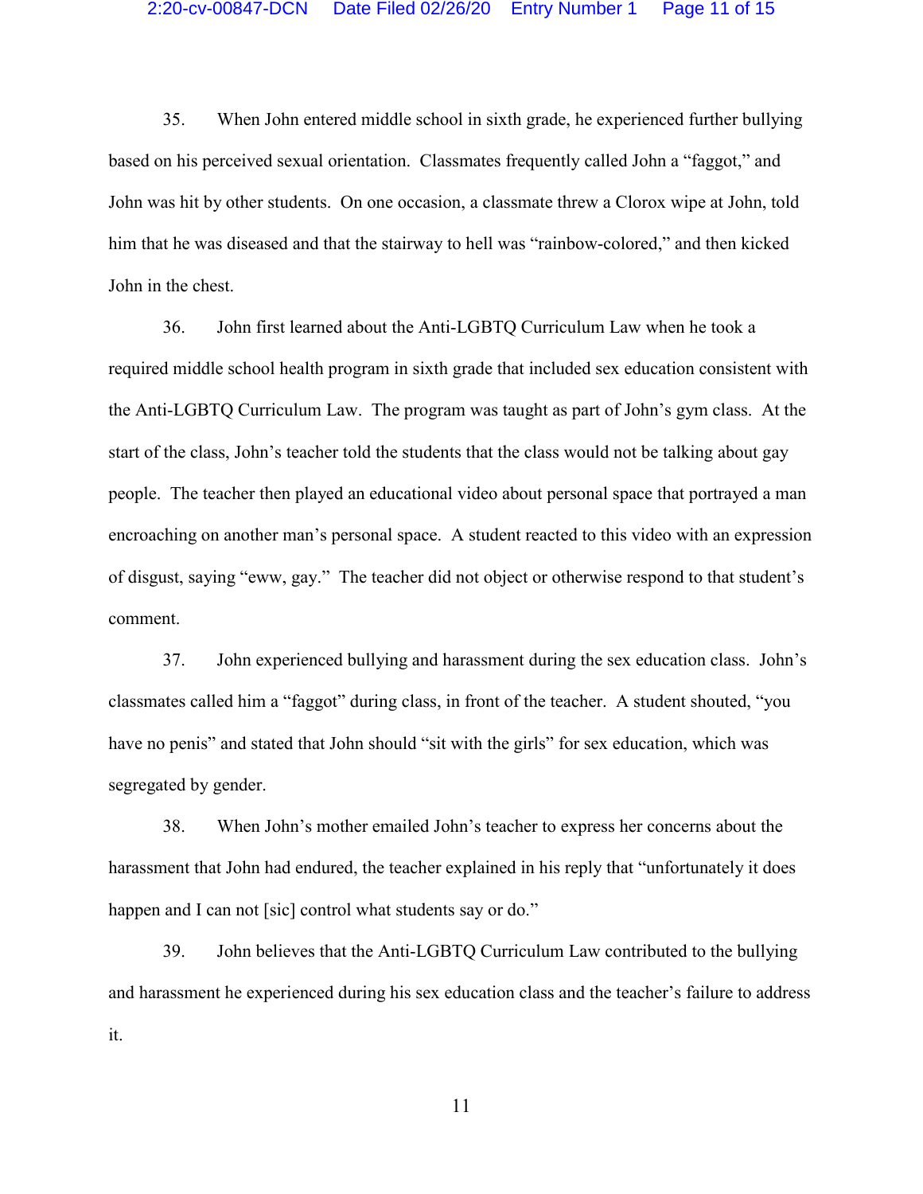35. When John entered middle school in sixth grade, he experienced further bullying based on his perceived sexual orientation. Classmates frequently called John a "faggot," and John was hit by other students. On one occasion, a classmate threw a Clorox wipe at John, told him that he was diseased and that the stairway to hell was "rainbow-colored," and then kicked John in the chest.

36. John first learned about the Anti-LGBTQ Curriculum Law when he took a required middle school health program in sixth grade that included sex education consistent with the Anti-LGBTQ Curriculum Law. The program was taught as part of John's gym class. At the start of the class, John's teacher told the students that the class would not be talking about gay people. The teacher then played an educational video about personal space that portrayed a man encroaching on another man's personal space. A student reacted to this video with an expression of disgust, saying "eww, gay." The teacher did not object or otherwise respond to that student's comment.

37. John experienced bullying and harassment during the sex education class. John's classmates called him a "faggot" during class, in front of the teacher. A student shouted, "you have no penis" and stated that John should "sit with the girls" for sex education, which was segregated by gender.

38. When John's mother emailed John's teacher to express her concerns about the harassment that John had endured, the teacher explained in his reply that "unfortunately it does happen and I can not [sic] control what students say or do."

39. John believes that the Anti-LGBTQ Curriculum Law contributed to the bullying and harassment he experienced during his sex education class and the teacher's failure to address it.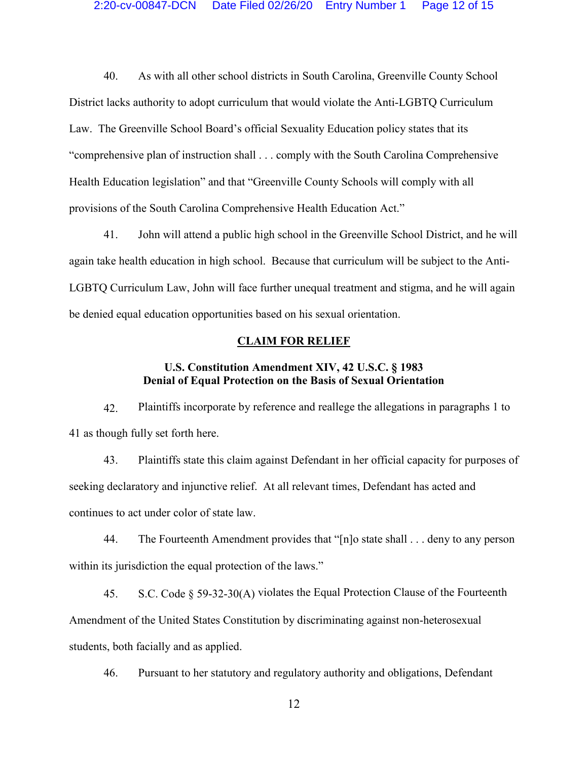40. As with all other school districts in South Carolina, Greenville County School District lacks authority to adopt curriculum that would violate the Anti-LGBTQ Curriculum Law. The Greenville School Board's official Sexuality Education policy states that its "comprehensive plan of instruction shall . . . comply with the South Carolina Comprehensive Health Education legislation" and that "Greenville County Schools will comply with all provisions of the South Carolina Comprehensive Health Education Act."

41. John will attend a public high school in the Greenville School District, and he will again take health education in high school. Because that curriculum will be subject to the Anti-LGBTQ Curriculum Law, John will face further unequal treatment and stigma, and he will again be denied equal education opportunities based on his sexual orientation.

## CLAIM FOR RELIEF

### U.S. Constitution Amendment XIV, 42 U.S.C. § 1983
### Denial of Equal Protection on the Basis of Sexual Orientation

42. Plaintiffs incorporate by reference and reallege the allegations in paragraphs 1 to 41 as though fully set forth here.

43. Plaintiffs state this claim against Defendant in her official capacity for purposes of seeking declaratory and injunctive relief. At all relevant times, Defendant has acted and continues to act under color of state law.

44. The Fourteenth Amendment provides that "[n]o state shall . . . deny to any person within its jurisdiction the equal protection of the laws."

45. S.C. Code § 59-32-30(A) violates the Equal Protection Clause of the Fourteenth Amendment of the United States Constitution by discriminating against non-heterosexual students, both facially and as applied.

46. Pursuant to her statutory and regulatory authority and obligations, Defendant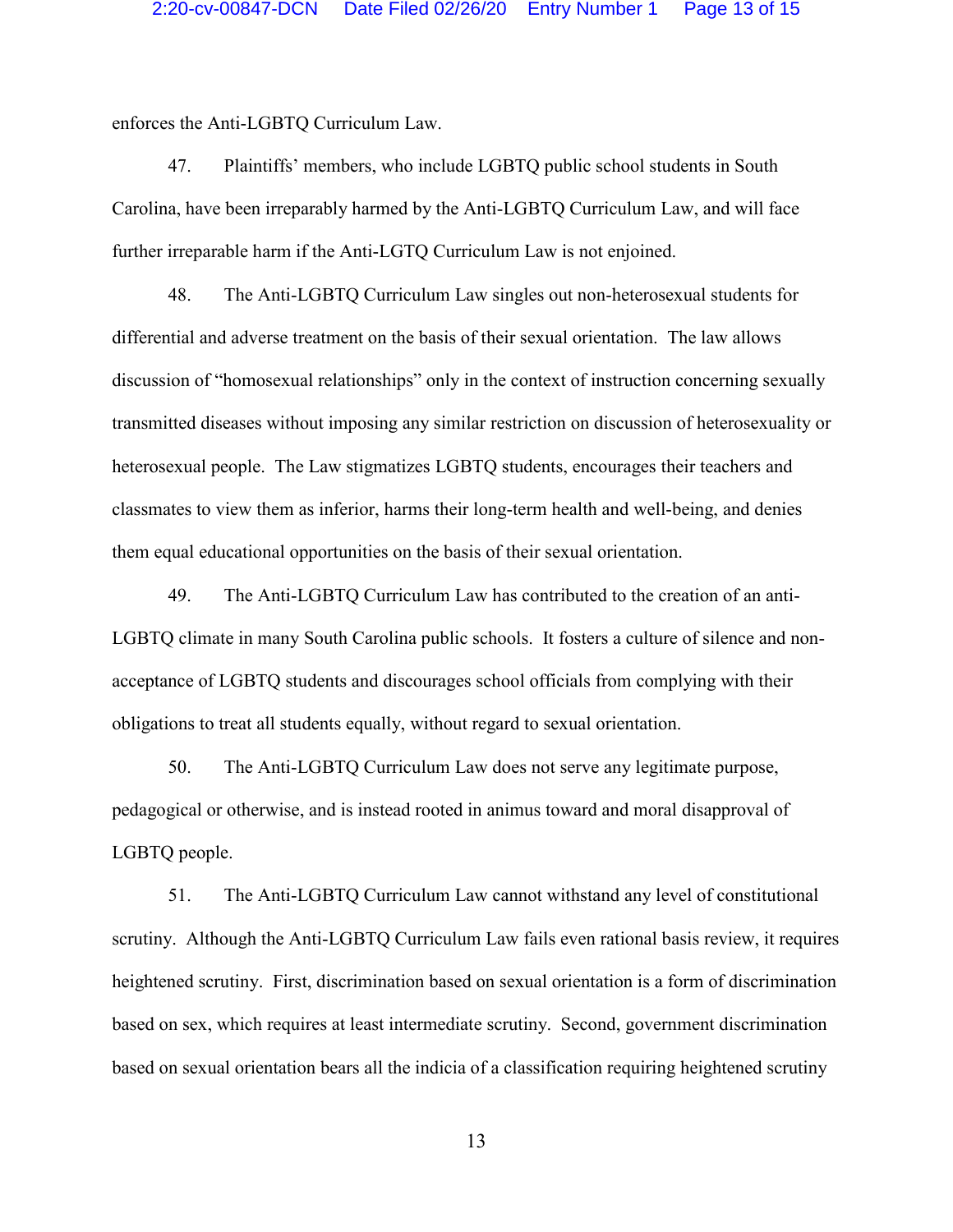enforces the Anti-LGBTQ Curriculum Law.

47. Plaintiffs' members, who include LGBTQ public school students in South Carolina, have been irreparably harmed by the Anti-LGBTQ Curriculum Law, and will face further irreparable harm if the Anti-LGTQ Curriculum Law is not enjoined.

48. The Anti-LGBTQ Curriculum Law singles out non-heterosexual students for differential and adverse treatment on the basis of their sexual orientation. The law allows discussion of "homosexual relationships" only in the context of instruction concerning sexually transmitted diseases without imposing any similar restriction on discussion of heterosexuality or heterosexual people. The Law stigmatizes LGBTQ students, encourages their teachers and classmates to view them as inferior, harms their long-term health and well-being, and denies them equal educational opportunities on the basis of their sexual orientation.

49. The Anti-LGBTQ Curriculum Law has contributed to the creation of an anti-LGBTQ climate in many South Carolina public schools. It fosters a culture of silence and non-acceptance of LGBTQ students and discourages school officials from complying with their obligations to treat all students equally, without regard to sexual orientation.

50. The Anti-LGBTQ Curriculum Law does not serve any legitimate purpose, pedagogical or otherwise, and is instead rooted in animus toward and moral disapproval of LGBTQ people.

51. The Anti-LGBTQ Curriculum Law cannot withstand any level of constitutional scrutiny. Although the Anti-LGBTQ Curriculum Law fails even rational basis review, it requires heightened scrutiny. First, discrimination based on sexual orientation is a form of discrimination based on sex, which requires at least intermediate scrutiny. Second, government discrimination based on sexual orientation bears all the indicia of a classification requiring heightened scrutiny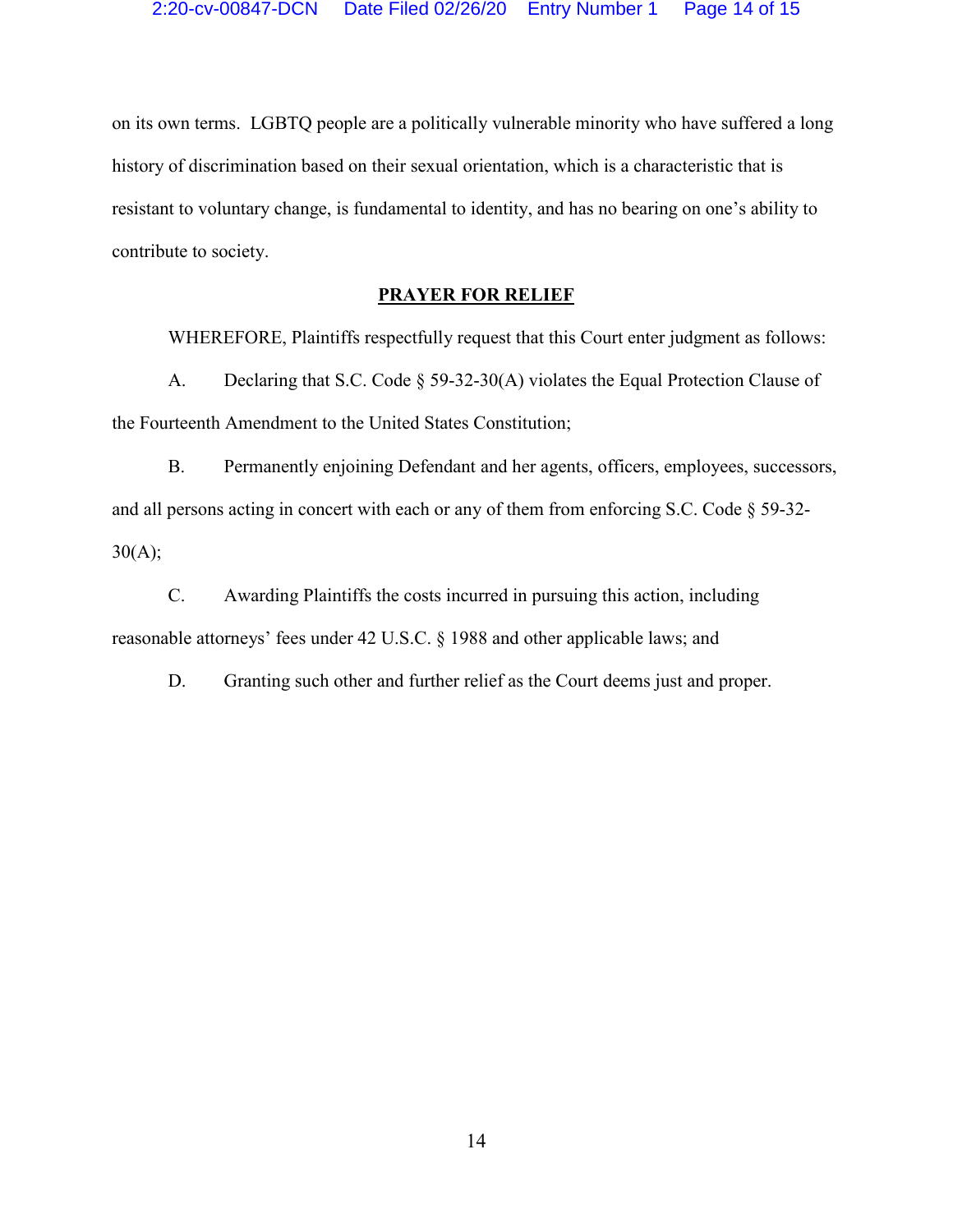on its own terms. LGBTQ people are a politically vulnerable minority who have suffered a long history of discrimination based on their sexual orientation, which is a characteristic that is resistant to voluntary change, is fundamental to identity, and has no bearing on one's ability to contribute to society.

## PRAYER FOR RELIEF

WHEREFORE, Plaintiffs respectfully request that this Court enter judgment as follows:

A. Declaring that S.C. Code § 59-32-30(A) violates the Equal Protection Clause of the Fourteenth Amendment to the United States Constitution;

B. Permanently enjoining Defendant and her agents, officers, employees, successors, and all persons acting in concert with each or any of them from enforcing S.C. Code § 59-32-30(A);

C. Awarding Plaintiffs the costs incurred in pursuing this action, including reasonable attorneys' fees under 42 U.S.C. § 1988 and other applicable laws; and

D. Granting such other and further relief as the Court deems just and proper.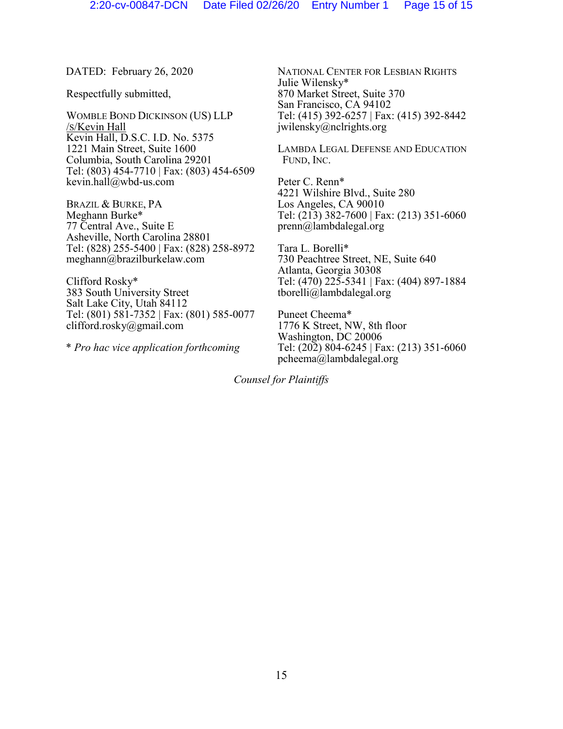DATED: February 26, 2020

Respectfully submitted,

WOMBLE BOND DICKINSON (US) LLP
/S/Kevin Hall
Kevin Hall, D.S.C. I.D. No. 5375
1221 Main Street, Suite 1600
Columbia, South Carolina 29201
Tel: (803) 454-7710 | Fax: (803) 454-6509
kevin.hall@wbd-us.com

BRAZIL & BURKE, PA
Meghann Burke*
77 Central Ave., Suite E
Asheville, North Carolina 28801
Tel: (828) 255-5400 | Fax: (828) 258-8972
meghann@brazilburkelaw.com

Clifford Rosky*
383 South University Street
Salt Lake City, Utah 84112
Tel: (801) 581-7352 | Fax: (801) 585-0077
clifford.rosky@gmail.com

\* *Pro hac vice application forthcoming*

NATIONAL CENTER FOR LESBIAN RIGHTS
Julie Wilensky*
870 Market Street, Suite 370
San Francisco, CA 94102
Tel: (415) 392-6257 | Fax: (415) 392-8442
jwilensky@nclrights.org

LAMBDA LEGAL DEFENSE AND EDUCATION FUND, INC.

Peter C. Renn*
4221 Wilshire Blvd., Suite 280
Los Angeles, CA 90010
Tel: (213) 382-7600 | Fax: (213) 351-6060
prenn@lambdalegal.org

Tara L. Borelli*
730 Peachtree Street, NE, Suite 640
Atlanta, Georgia 30308
Tel: (470) 225-5341 | Fax: (404) 897-1884
tborelli@lambdalegal.org

Puneet Cheema*
1776 K Street, NW, 8th floor
Washington, DC 20006
Tel: (202) 804-6245 | Fax: (213) 351-6060
pcheema@lambdalegal.org

*Counsel for Plaintiffs*